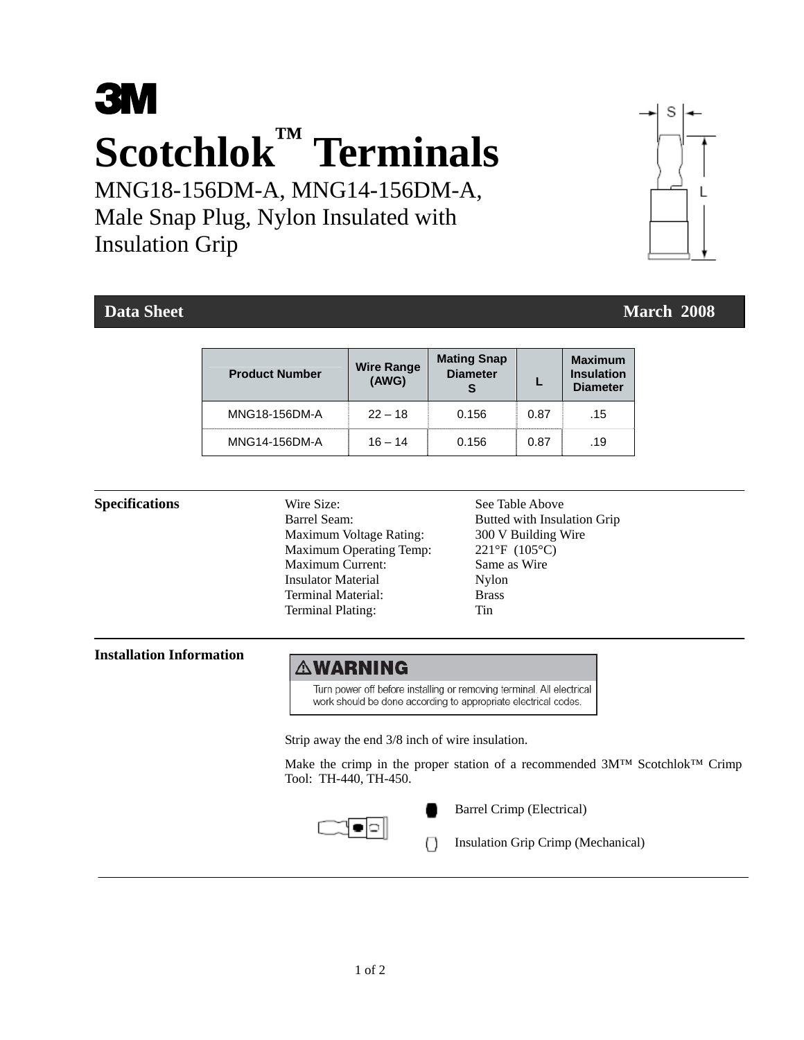# 3M

# Scotchlok™ Terminals

## MNG18-156DM-A, MNG14-156DM-A, Male Snap Plug, Nylon Insulated with Insulation Grip

S

L

**Data Sheet** **March 2008**

| Product Number | Wire Range (AWG) | Mating Snap Diameter S | L | Maximum Insulation Diameter |
|---|---|---|---|---|
| MNG18-156DM-A | 22 – 18 | 0.156 | 0.87 | .15 |
| MNG14-156DM-A | 16 – 14 | 0.156 | 0.87 | .19 |

### Specifications

| | |
|---|---|
| Wire Size: | See Table Above |
| Barrel Seam: | Butted with Insulation Grip |
| Maximum Voltage Rating: | 300 V Building Wire |
| Maximum Operating Temp: | 221°F (105°C) |
| Maximum Current: | Same as Wire |
| Insulator Material | Nylon |
| Terminal Material: | Brass |
| Terminal Plating: | Tin |

### Installation Information

**⚠WARNING**

Turn power off before installing or removing terminal. All electrical work should be done according to appropriate electrical codes.

Strip away the end 3/8 inch of wire insulation.

Make the crimp in the proper station of a recommended 3M™ Scotchlok™ Crimp Tool: TH-440, TH-450.

Barrel Crimp (Electrical)

Insulation Grip Crimp (Mechanical)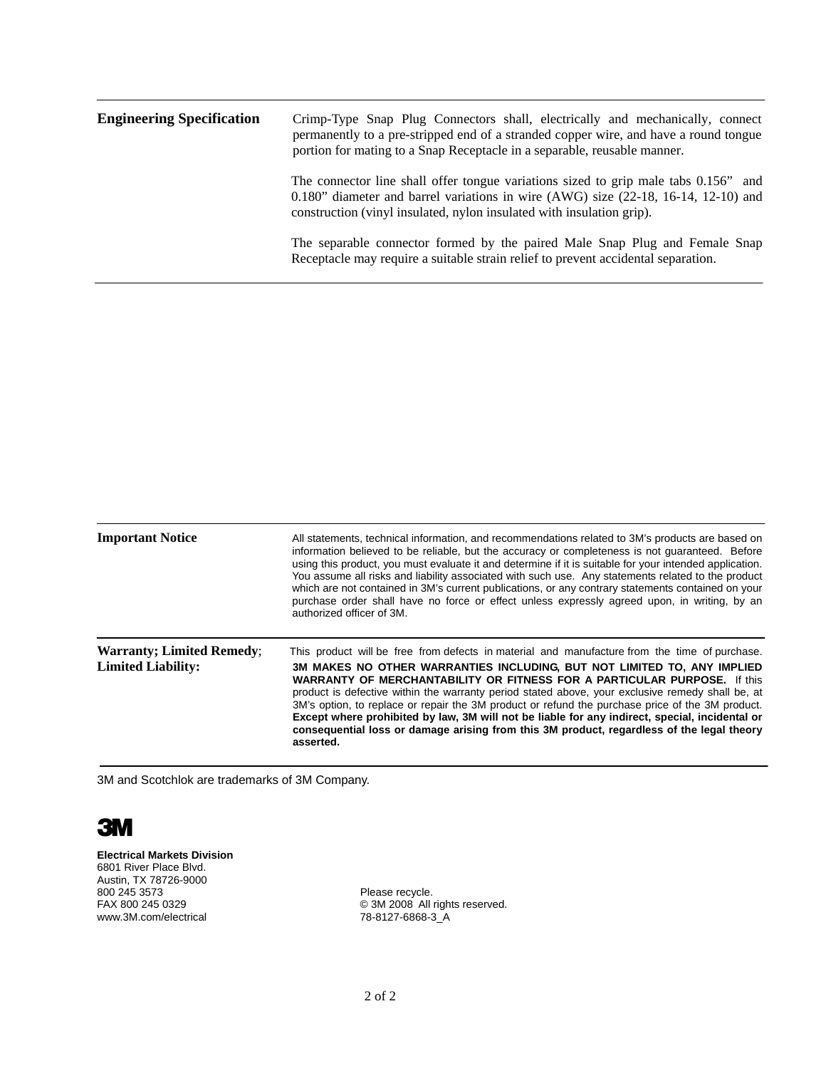**Engineering Specification**

Crimp-Type Snap Plug Connectors shall, electrically and mechanically, connect permanently to a pre-stripped end of a stranded copper wire, and have a round tongue portion for mating to a Snap Receptacle in a separable, reusable manner.

The connector line shall offer tongue variations sized to grip male tabs 0.156” and 0.180” diameter and barrel variations in wire (AWG) size (22-18, 16-14, 12-10) and construction (vinyl insulated, nylon insulated with insulation grip).

The separable connector formed by the paired Male Snap Plug and Female Snap Receptacle may require a suitable strain relief to prevent accidental separation.

---

**Important Notice**

All statements, technical information, and recommendations related to 3M’s products are based on information believed to be reliable, but the accuracy or completeness is not guaranteed. Before using this product, you must evaluate it and determine if it is suitable for your intended application. You assume all risks and liability associated with such use. Any statements related to the product which are not contained in 3M’s current publications, or any contrary statements contained on your purchase order shall have no force or effect unless expressly agreed upon, in writing, by an authorized officer of 3M.

**Warranty; Limited Remedy; Limited Liability:**

This product will be free from defects in material and manufacture from the time of purchase. **3M MAKES NO OTHER WARRANTIES INCLUDING, BUT NOT LIMITED TO, ANY IMPLIED WARRANTY OF MERCHANTABILITY OR FITNESS FOR A PARTICULAR PURPOSE.** If this product is defective within the warranty period stated above, your exclusive remedy shall be, at 3M’s option, to replace or repair the 3M product or refund the purchase price of the 3M product. **Except where prohibited by law, 3M will not be liable for any indirect, special, incidental or consequential loss or damage arising from this 3M product, regardless of the legal theory asserted.**

---

3M and Scotchlok are trademarks of 3M Company.

3M

**Electrical Markets Division**
6801 River Place Blvd.
Austin, TX 78726-9000
800 245 3573
FAX 800 245 0329
www.3M.com/electrical

Please recycle.
© 3M 2008 All rights reserved.
78-8127-6868-3_A